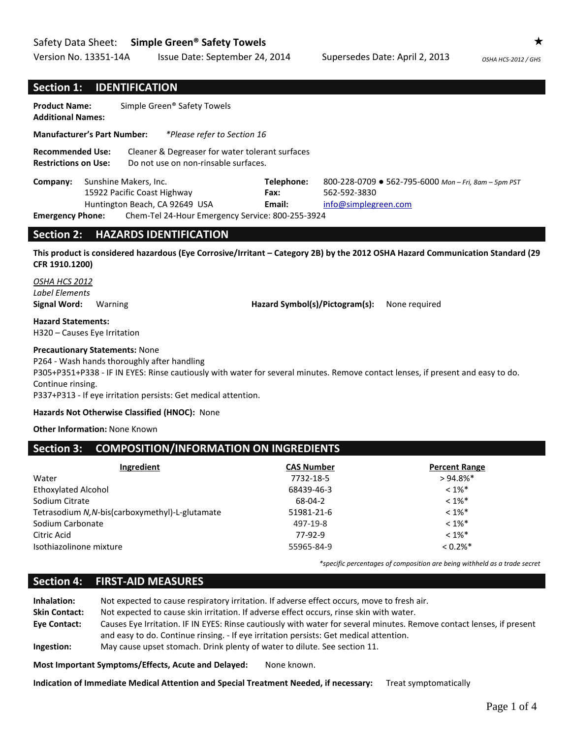Safety Data Sheet: **Simple Green® Safety Towels** ★

Version No. 13351-14A Issue Date: September 24, 2014 Supersedes Date: April 2, 2013 *OSHA HCS-2012 / GHS*

## Section 1: IDENTIFICATION

**Product Name:** Simple Green® Safety Towels
**Additional Names:**

**Manufacturer's Part Number:** *\*Please refer to Section 16*

**Recommended Use:** Cleaner & Degreaser for water tolerant surfaces
**Restrictions on Use:** Do not use on non-rinsable surfaces.

**Company:** Sunshine Makers, Inc.
15922 Pacific Coast Highway
Huntington Beach, CA 92649 USA

**Telephone:** 800-228-0709 ● 562-795-6000 *Mon – Fri, 8am – 5pm PST*
**Fax:** 562-592-3830
**Email:** info@simplegreen.com

**Emergency Phone:** Chem-Tel 24-Hour Emergency Service: 800-255-3924

## Section 2: HAZARDS IDENTIFICATION

**This product is considered hazardous (Eye Corrosive/Irritant – Category 2B) by the 2012 OSHA Hazard Communication Standard (29 CFR 1910.1200)**

*OSHA HCS 2012*
*Label Elements*
**Signal Word:** Warning **Hazard Symbol(s)/Pictogram(s):** None required

**Hazard Statements:**
H320 – Causes Eye Irritation

**Precautionary Statements:** None
P264 - Wash hands thoroughly after handling
P305+P351+P338 - IF IN EYES: Rinse cautiously with water for several minutes. Remove contact lenses, if present and easy to do. Continue rinsing.
P337+P313 - If eye irritation persists: Get medical attention.

**Hazards Not Otherwise Classified (HNOC):** None

**Other Information:** None Known

## Section 3: COMPOSITION/INFORMATION ON INGREDIENTS

| Ingredient | CAS Number | Percent Range |
|---|---|---|
| Water | 7732-18-5 | > 94.8%* |
| Ethoxylated Alcohol | 68439-46-3 | < 1%* |
| Sodium Citrate | 68-04-2 | < 1%* |
| Tetrasodium *N,N*-bis(carboxymethyl)-L-glutamate | 51981-21-6 | < 1%* |
| Sodium Carbonate | 497-19-8 | < 1%* |
| Citric Acid | 77-92-9 | < 1%* |
| Isothiazolinone mixture | 55965-84-9 | < 0.2%* |

*\*specific percentages of composition are being withheld as a trade secret*

## Section 4: FIRST-AID MEASURES

**Inhalation:** Not expected to cause respiratory irritation. If adverse effect occurs, move to fresh air.
**Skin Contact:** Not expected to cause skin irritation. If adverse effect occurs, rinse skin with water.
**Eye Contact:** Causes Eye Irritation. IF IN EYES: Rinse cautiously with water for several minutes. Remove contact lenses, if present and easy to do. Continue rinsing. - If eye irritation persists: Get medical attention.
**Ingestion:** May cause upset stomach. Drink plenty of water to dilute. See section 11.

**Most Important Symptoms/Effects, Acute and Delayed:** None known.

**Indication of Immediate Medical Attention and Special Treatment Needed, if necessary:** Treat symptomatically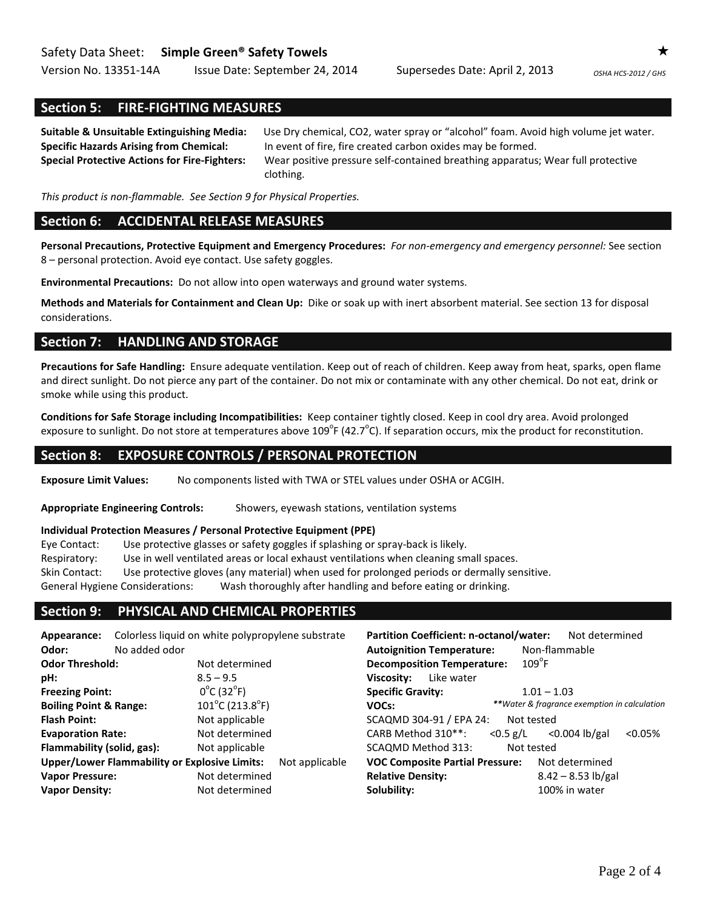## Section 5: FIRE-FIGHTING MEASURES

**Suitable & Unsuitable Extinguishing Media:** Use Dry chemical, CO2, water spray or "alcohol" foam. Avoid high volume jet water.
**Specific Hazards Arising from Chemical:** In event of fire, fire created carbon oxides may be formed.
**Special Protective Actions for Fire-Fighters:** Wear positive pressure self-contained breathing apparatus; Wear full protective clothing.

*This product is non-flammable. See Section 9 for Physical Properties.*

## Section 6: ACCIDENTAL RELEASE MEASURES

**Personal Precautions, Protective Equipment and Emergency Procedures:** *For non-emergency and emergency personnel:* See section 8 – personal protection. Avoid eye contact. Use safety goggles.

**Environmental Precautions:** Do not allow into open waterways and ground water systems.

**Methods and Materials for Containment and Clean Up:** Dike or soak up with inert absorbent material. See section 13 for disposal considerations.

## Section 7: HANDLING AND STORAGE

**Precautions for Safe Handling:** Ensure adequate ventilation. Keep out of reach of children. Keep away from heat, sparks, open flame and direct sunlight. Do not pierce any part of the container. Do not mix or contaminate with any other chemical. Do not eat, drink or smoke while using this product.

**Conditions for Safe Storage including Incompatibilities:** Keep container tightly closed. Keep in cool dry area. Avoid prolonged exposure to sunlight. Do not store at temperatures above 109°F (42.7°C). If separation occurs, mix the product for reconstitution.

## Section 8: EXPOSURE CONTROLS / PERSONAL PROTECTION

**Exposure Limit Values:** No components listed with TWA or STEL values under OSHA or ACGIH.

**Appropriate Engineering Controls:** Showers, eyewash stations, ventilation systems

**Individual Protection Measures / Personal Protective Equipment (PPE)**

Eye Contact: Use protective glasses or safety goggles if splashing or spray-back is likely.
Respiratory: Use in well ventilated areas or local exhaust ventilations when cleaning small spaces.
Skin Contact: Use protective gloves (any material) when used for prolonged periods or dermally sensitive.
General Hygiene Considerations: Wash thoroughly after handling and before eating or drinking.

## Section 9: PHYSICAL AND CHEMICAL PROPERTIES

**Appearance:** Colorless liquid on white polypropylene substrate
**Odor:** No added odor
**Odor Threshold:** Not determined
**pH:** 8.5 – 9.5
**Freezing Point:** 0°C (32°F)
**Boiling Point & Range:** 101°C (213.8°F)
**Flash Point:** Not applicable
**Evaporation Rate:** Not determined
**Flammability (solid, gas):** Not applicable
**Upper/Lower Flammability or Explosive Limits:** Not applicable
**Vapor Pressure:** Not determined
**Vapor Density:** Not determined

**Partition Coefficient: n-octanol/water:** Not determined
**Autoignition Temperature:** Non-flammable
**Decomposition Temperature:** 109°F
**Viscosity:** Like water
**Specific Gravity:** 1.01 – 1.03
**VOCs:** ***Water & fragrance exemption in calculation*
SCAQMD 304-91 / EPA 24: Not tested
CARB Method 310**: <0.5 g/L <0.004 lb/gal <0.05%
SCAQMD Method 313: Not tested
**VOC Composite Partial Pressure:** Not determined
**Relative Density:** 8.42 – 8.53 lb/gal
**Solubility:** 100% in water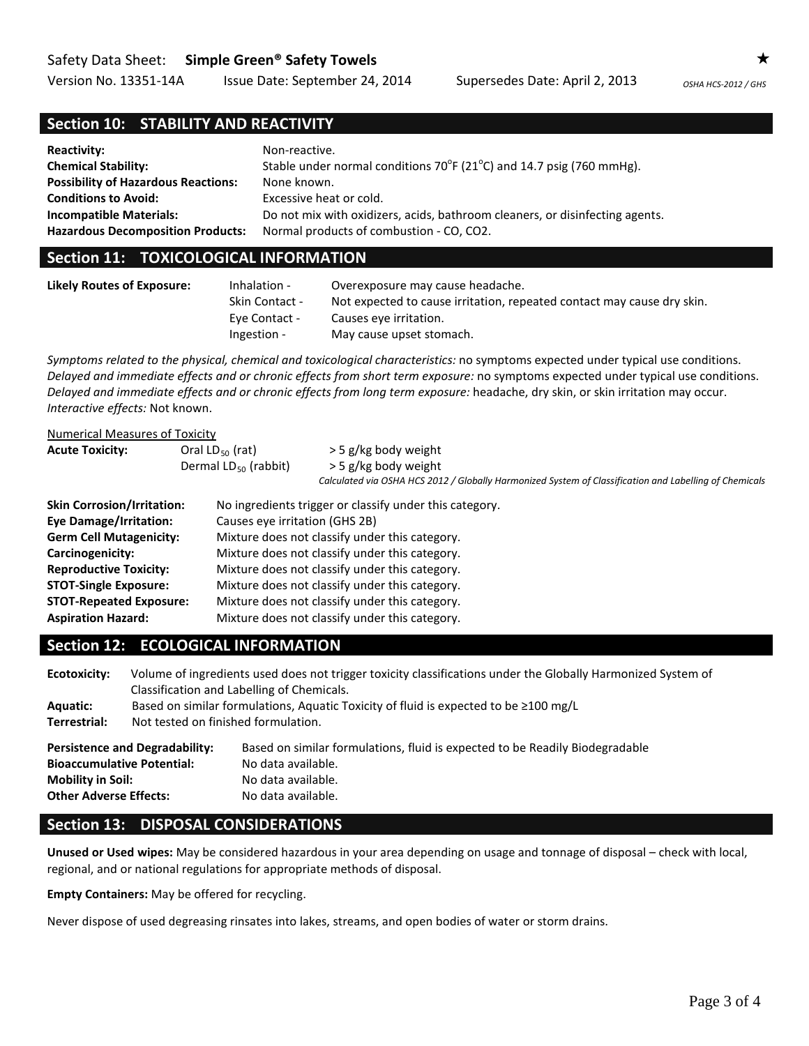## Section 10: STABILITY AND REACTIVITY

| | |
|---|---|
| **Reactivity:** | Non-reactive. |
| **Chemical Stability:** | Stable under normal conditions 70°F (21°C) and 14.7 psig (760 mmHg). |
| **Possibility of Hazardous Reactions:** | None known. |
| **Conditions to Avoid:** | Excessive heat or cold. |
| **Incompatible Materials:** | Do not mix with oxidizers, acids, bathroom cleaners, or disinfecting agents. |
| **Hazardous Decomposition Products:** | Normal products of combustion - CO, CO2. |

## Section 11: TOXICOLOGICAL INFORMATION

| | | |
|---|---|---|
| **Likely Routes of Exposure:** | Inhalation - | Overexposure may cause headache. |
| | Skin Contact - | Not expected to cause irritation, repeated contact may cause dry skin. |
| | Eye Contact - | Causes eye irritation. |
| | Ingestion - | May cause upset stomach. |

*Symptoms related to the physical, chemical and toxicological characteristics:* no symptoms expected under typical use conditions.
*Delayed and immediate effects and or chronic effects from short term exposure:* no symptoms expected under typical use conditions.
*Delayed and immediate effects and or chronic effects from long term exposure:* headache, dry skin, or skin irritation may occur.
*Interactive effects:* Not known.

Numerical Measures of Toxicity

| | | |
|---|---|---|
| **Acute Toxicity:** | Oral $LD_{50}$ (rat) | > 5 g/kg body weight |
| | Dermal $LD_{50}$ (rabbit) | > 5 g/kg body weight |

*Calculated via OSHA HCS 2012 / Globally Harmonized System of Classification and Labelling of Chemicals*

| | |
|---|---|
| **Skin Corrosion/Irritation:** | No ingredients trigger or classify under this category. |
| **Eye Damage/Irritation:** | Causes eye irritation (GHS 2B) |
| **Germ Cell Mutagenicity:** | Mixture does not classify under this category. |
| **Carcinogenicity:** | Mixture does not classify under this category. |
| **Reproductive Toxicity:** | Mixture does not classify under this category. |
| **STOT-Single Exposure:** | Mixture does not classify under this category. |
| **STOT-Repeated Exposure:** | Mixture does not classify under this category. |
| **Aspiration Hazard:** | Mixture does not classify under this category. |

## Section 12: ECOLOGICAL INFORMATION

| | |
|---|---|
| **Ecotoxicity:** | Volume of ingredients used does not trigger toxicity classifications under the Globally Harmonized System of Classification and Labelling of Chemicals. |
| **Aquatic:** | Based on similar formulations, Aquatic Toxicity of fluid is expected to be ≥100 mg/L |
| **Terrestrial:** | Not tested on finished formulation. |

| | |
|---|---|
| **Persistence and Degradability:** | Based on similar formulations, fluid is expected to be Readily Biodegradable |
| **Bioaccumulative Potential:** | No data available. |
| **Mobility in Soil:** | No data available. |
| **Other Adverse Effects:** | No data available. |

## Section 13: DISPOSAL CONSIDERATIONS

**Unused or Used wipes:** May be considered hazardous in your area depending on usage and tonnage of disposal – check with local, regional, and or national regulations for appropriate methods of disposal.

**Empty Containers:** May be offered for recycling.

Never dispose of used degreasing rinsates into lakes, streams, and open bodies of water or storm drains.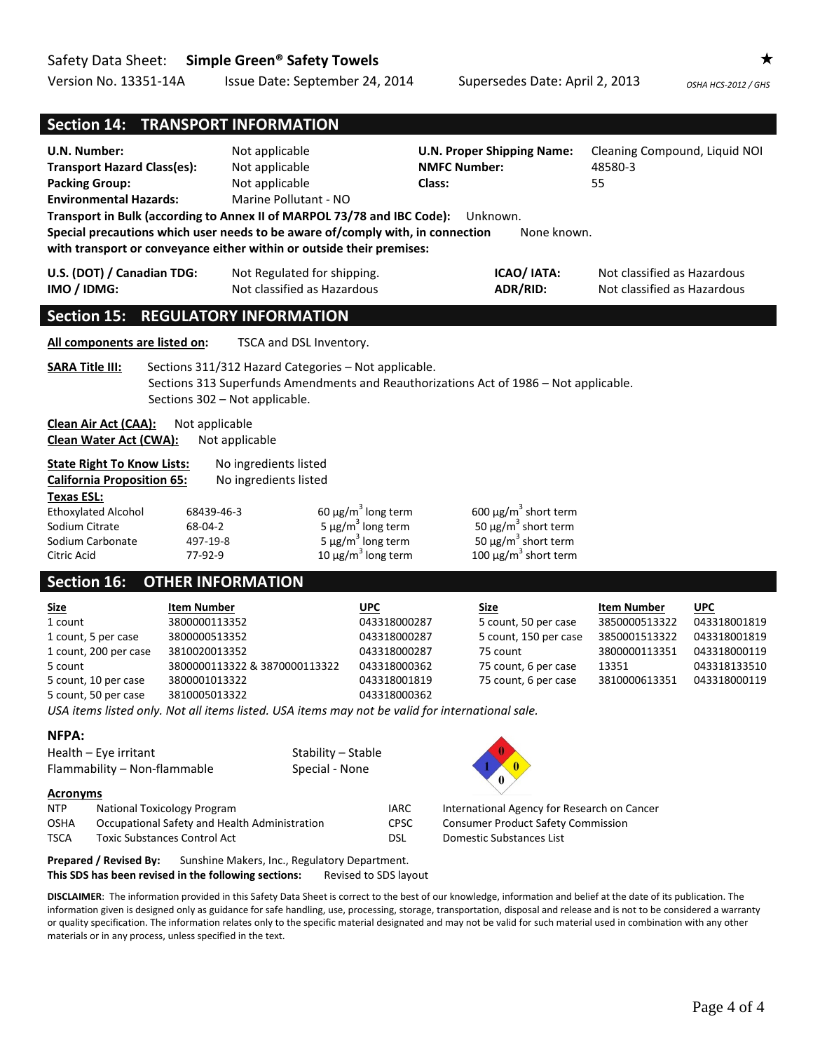## Section 14: TRANSPORT INFORMATION

| | | | |
|---|---|---|---|
| **U.N. Number:** | Not applicable | **U.N. Proper Shipping Name:** | Cleaning Compound, Liquid NOI |
| **Transport Hazard Class(es):** | Not applicable | **NMFC Number:** | 48580-3 |
| **Packing Group:** | Not applicable | **Class:** | 55 |
| **Environmental Hazards:** | Marine Pollutant - NO | | |

**Transport in Bulk (according to Annex II of MARPOL 73/78 and IBC Code):** Unknown.

**Special precautions which user needs to be aware of/comply with, in connection with transport or conveyance either within or outside their premises:** None known.

| | | | |
|---|---|---|---|
| **U.S. (DOT) / Canadian TDG:** | Not Regulated for shipping. | **ICAO/ IATA:** | Not classified as Hazardous |
| **IMO / IDMG:** | Not classified as Hazardous | **ADR/RID:** | Not classified as Hazardous |

## Section 15: REGULATORY INFORMATION

**All components are listed on:** TSCA and DSL Inventory.

**SARA Title III:** Sections 311/312 Hazard Categories – Not applicable.
Sections 313 Superfunds Amendments and Reauthorizations Act of 1986 – Not applicable.
Sections 302 – Not applicable.

**Clean Air Act (CAA):** Not applicable
**Clean Water Act (CWA):** Not applicable

**State Right To Know Lists:** No ingredients listed
**California Proposition 65:** No ingredients listed

**Texas ESL:**

| | | | |
|---|---|---|---|
| Ethoxylated Alcohol | 68439-46-3 | 60 μg/m$^3$ long term | 600 μg/m$^3$ short term |
| Sodium Citrate | 68-04-2 | 5 μg/m$^3$ long term | 50 μg/m$^3$ short term |
| Sodium Carbonate | 497-19-8 | 5 μg/m$^3$ long term | 50 μg/m$^3$ short term |
| Citric Acid | 77-92-9 | 10 μg/m$^3$ long term | 100 μg/m$^3$ short term |

## Section 16: OTHER INFORMATION

| Size | Item Number | UPC | Size | Item Number | UPC |
|---|---|---|---|---|---|
| 1 count | 3800000113352 | 043318000287 | 5 count, 50 per case | 3850000513322 | 043318001819 |
| 1 count, 5 per case | 3800000513352 | 043318000287 | 5 count, 150 per case | 3850001513322 | 043318001819 |
| 1 count, 200 per case | 3810020013352 | 043318000287 | 75 count | 3800000113351 | 043318000119 |
| 5 count | 3800000113322 & 3870000113322 | 043318000362 | 75 count, 6 per case | 13351 | 043318133510 |
| 5 count, 10 per case | 3800001013322 | 043318001819 | 75 count, 6 per case | 3810000613351 | 043318000119 |
| 5 count, 50 per case | 3810005013322 | 043318000362 | | | |

*USA items listed only. Not all items listed. USA items may not be valid for international sale.*

### NFPA:

Health – Eye irritant
Flammability – Non-flammable
Stability – Stable
Special - None

0
1 0
0

### Acronyms

| | | | |
|---|---|---|---|
| NTP | National Toxicology Program | IARC | International Agency for Research on Cancer |
| OSHA | Occupational Safety and Health Administration | CPSC | Consumer Product Safety Commission |
| TSCA | Toxic Substances Control Act | DSL | Domestic Substances List |

**Prepared / Revised By:** Sunshine Makers, Inc., Regulatory Department.
**This SDS has been revised in the following sections:** Revised to SDS layout

**DISCLAIMER**: The information provided in this Safety Data Sheet is correct to the best of our knowledge, information and belief at the date of its publication. The information given is designed only as guidance for safe handling, use, processing, storage, transportation, disposal and release and is not to be considered a warranty or quality specification. The information relates only to the specific material designated and may not be valid for such material used in combination with any other materials or in any process, unless specified in the text.